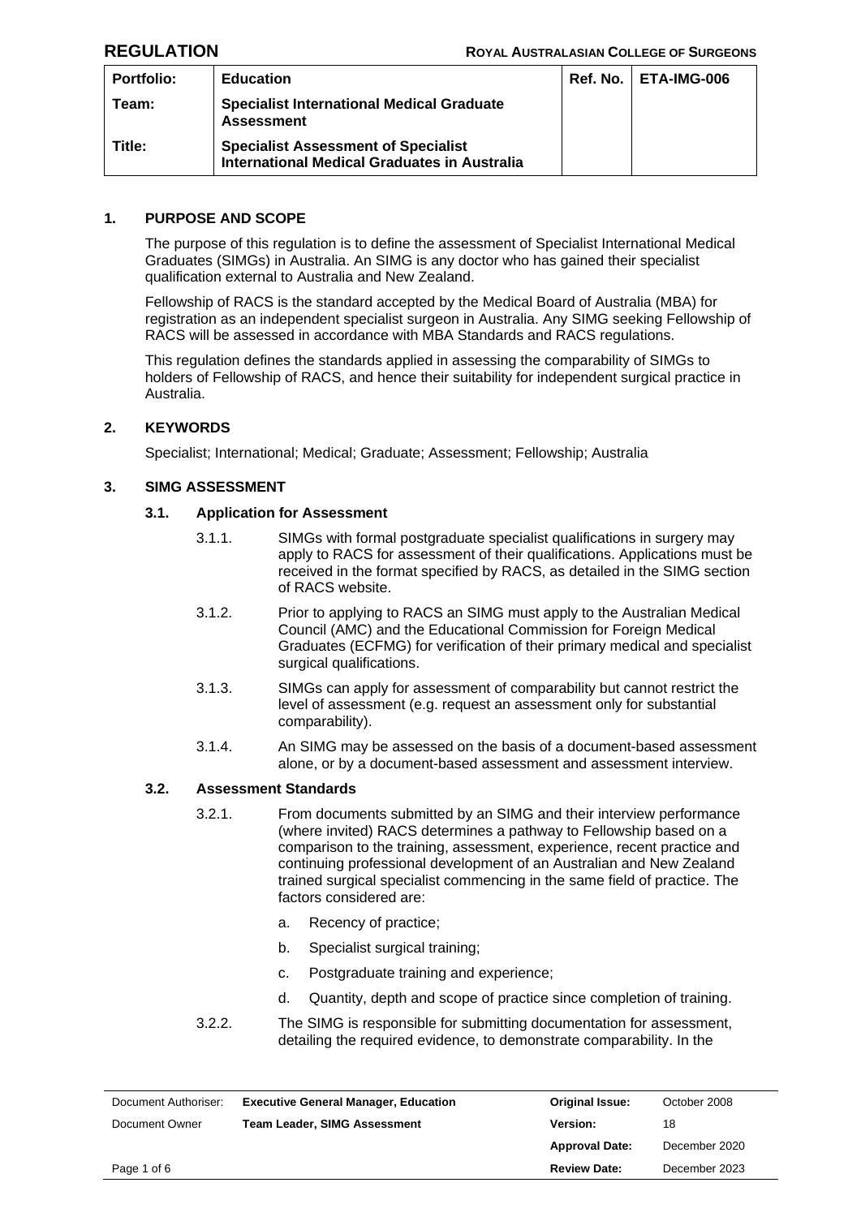**REGULATION** — **ROYAL AUSTRALASIAN COLLEGE OF SURGEONS**

| Portfolio: | Education | Ref. No. | ETA-IMG-006 |
|---|---|---|---|
| Team: | Specialist International Medical Graduate Assessment | | |
| Title: | Specialist Assessment of Specialist International Medical Graduates in Australia | | |

## 1. PURPOSE AND SCOPE

The purpose of this regulation is to define the assessment of Specialist International Medical Graduates (SIMGs) in Australia. An SIMG is any doctor who has gained their specialist qualification external to Australia and New Zealand.

Fellowship of RACS is the standard accepted by the Medical Board of Australia (MBA) for registration as an independent specialist surgeon in Australia. Any SIMG seeking Fellowship of RACS will be assessed in accordance with MBA Standards and RACS regulations.

This regulation defines the standards applied in assessing the comparability of SIMGs to holders of Fellowship of RACS, and hence their suitability for independent surgical practice in Australia.

## 2. KEYWORDS

Specialist; International; Medical; Graduate; Assessment; Fellowship; Australia

## 3. SIMG ASSESSMENT

### 3.1. Application for Assessment

3.1.1. SIMGs with formal postgraduate specialist qualifications in surgery may apply to RACS for assessment of their qualifications. Applications must be received in the format specified by RACS, as detailed in the SIMG section of RACS website.

3.1.2. Prior to applying to RACS an SIMG must apply to the Australian Medical Council (AMC) and the Educational Commission for Foreign Medical Graduates (ECFMG) for verification of their primary medical and specialist surgical qualifications.

3.1.3. SIMGs can apply for assessment of comparability but cannot restrict the level of assessment (e.g. request an assessment only for substantial comparability).

3.1.4. An SIMG may be assessed on the basis of a document-based assessment alone, or by a document-based assessment and assessment interview.

### 3.2. Assessment Standards

3.2.1. From documents submitted by an SIMG and their interview performance (where invited) RACS determines a pathway to Fellowship based on a comparison to the training, assessment, experience, recent practice and continuing professional development of an Australian and New Zealand trained surgical specialist commencing in the same field of practice. The factors considered are:

a. Recency of practice;

b. Specialist surgical training;

c. Postgraduate training and experience;

d. Quantity, depth and scope of practice since completion of training.

3.2.2. The SIMG is responsible for submitting documentation for assessment, detailing the required evidence, to demonstrate comparability. In the

| Document Authoriser: | Executive General Manager, Education | Original Issue: | October 2008 |
|---|---|---|---|
| Document Owner | Team Leader, SIMG Assessment | Version: | 18 |
| | | Approval Date: | December 2020 |
| | | Review Date: | December 2023 |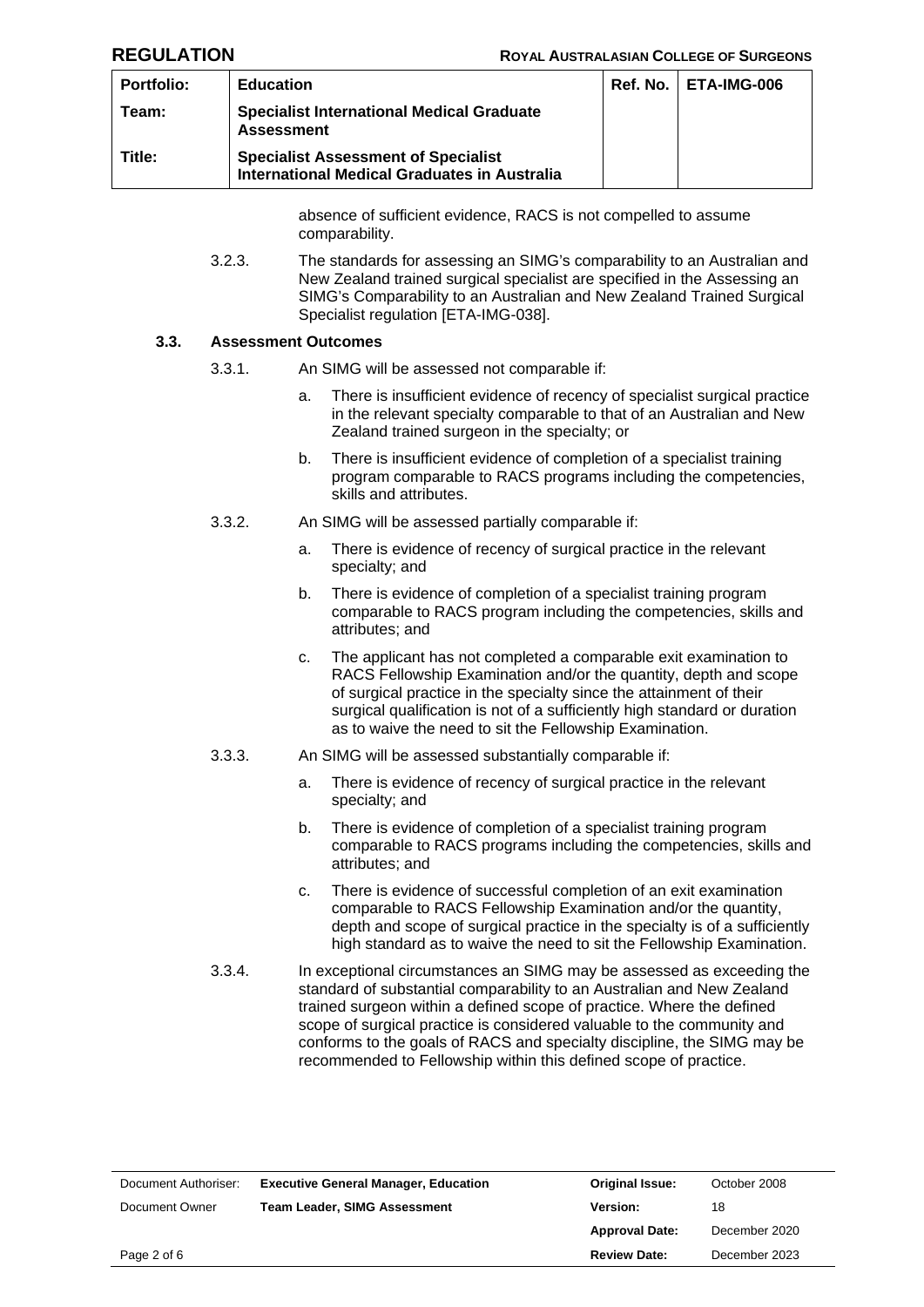absence of sufficient evidence, RACS is not compelled to assume comparability.

3.2.3. The standards for assessing an SIMG's comparability to an Australian and New Zealand trained surgical specialist are specified in the Assessing an SIMG's Comparability to an Australian and New Zealand Trained Surgical Specialist regulation [ETA-IMG-038].

### 3.3. Assessment Outcomes

3.3.1. An SIMG will be assessed not comparable if:

a. There is insufficient evidence of recency of specialist surgical practice in the relevant specialty comparable to that of an Australian and New Zealand trained surgeon in the specialty; or

b. There is insufficient evidence of completion of a specialist training program comparable to RACS programs including the competencies, skills and attributes.

3.3.2. An SIMG will be assessed partially comparable if:

a. There is evidence of recency of surgical practice in the relevant specialty; and

b. There is evidence of completion of a specialist training program comparable to RACS program including the competencies, skills and attributes; and

c. The applicant has not completed a comparable exit examination to RACS Fellowship Examination and/or the quantity, depth and scope of surgical practice in the specialty since the attainment of their surgical qualification is not of a sufficiently high standard or duration as to waive the need to sit the Fellowship Examination.

3.3.3. An SIMG will be assessed substantially comparable if:

a. There is evidence of recency of surgical practice in the relevant specialty; and

b. There is evidence of completion of a specialist training program comparable to RACS programs including the competencies, skills and attributes; and

c. There is evidence of successful completion of an exit examination comparable to RACS Fellowship Examination and/or the quantity, depth and scope of surgical practice in the specialty is of a sufficiently high standard as to waive the need to sit the Fellowship Examination.

3.3.4. In exceptional circumstances an SIMG may be assessed as exceeding the standard of substantial comparability to an Australian and New Zealand trained surgeon within a defined scope of practice. Where the defined scope of surgical practice is considered valuable to the community and conforms to the goals of RACS and specialty discipline, the SIMG may be recommended to Fellowship within this defined scope of practice.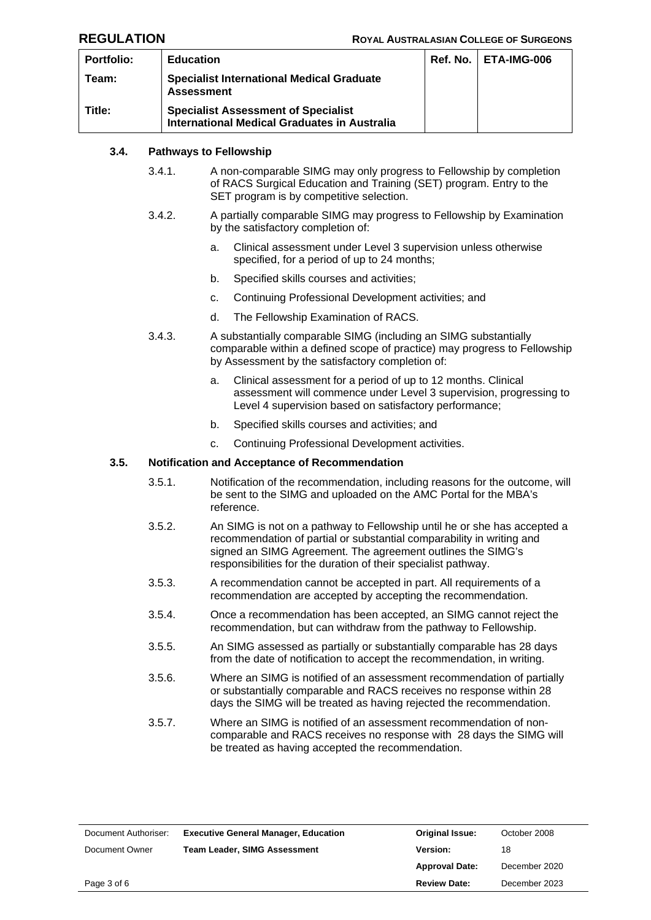### 3.4. Pathways to Fellowship

3.4.1. A non-comparable SIMG may only progress to Fellowship by completion of RACS Surgical Education and Training (SET) program. Entry to the SET program is by competitive selection.

3.4.2. A partially comparable SIMG may progress to Fellowship by Examination by the satisfactory completion of:

a. Clinical assessment under Level 3 supervision unless otherwise specified, for a period of up to 24 months;

b. Specified skills courses and activities;

c. Continuing Professional Development activities; and

d. The Fellowship Examination of RACS.

3.4.3. A substantially comparable SIMG (including an SIMG substantially comparable within a defined scope of practice) may progress to Fellowship by Assessment by the satisfactory completion of:

a. Clinical assessment for a period of up to 12 months. Clinical assessment will commence under Level 3 supervision, progressing to Level 4 supervision based on satisfactory performance;

b. Specified skills courses and activities; and

c. Continuing Professional Development activities.

### 3.5. Notification and Acceptance of Recommendation

3.5.1. Notification of the recommendation, including reasons for the outcome, will be sent to the SIMG and uploaded on the AMC Portal for the MBA's reference.

3.5.2. An SIMG is not on a pathway to Fellowship until he or she has accepted a recommendation of partial or substantial comparability in writing and signed an SIMG Agreement. The agreement outlines the SIMG's responsibilities for the duration of their specialist pathway.

3.5.3. A recommendation cannot be accepted in part. All requirements of a recommendation are accepted by accepting the recommendation.

3.5.4. Once a recommendation has been accepted, an SIMG cannot reject the recommendation, but can withdraw from the pathway to Fellowship.

3.5.5. An SIMG assessed as partially or substantially comparable has 28 days from the date of notification to accept the recommendation, in writing.

3.5.6. Where an SIMG is notified of an assessment recommendation of partially or substantially comparable and RACS receives no response within 28 days the SIMG will be treated as having rejected the recommendation.

3.5.7. Where an SIMG is notified of an assessment recommendation of non-comparable and RACS receives no response with 28 days the SIMG will be treated as having accepted the recommendation.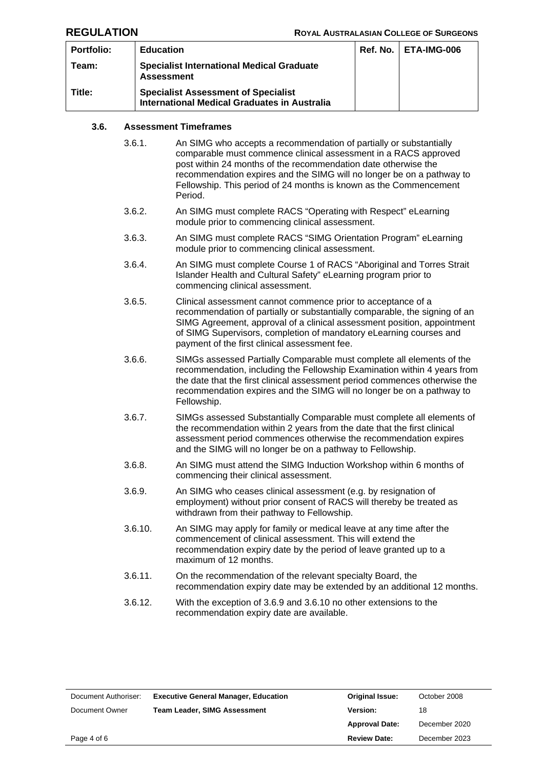### 3.6. Assessment Timeframes

3.6.1. An SIMG who accepts a recommendation of partially or substantially comparable must commence clinical assessment in a RACS approved post within 24 months of the recommendation date otherwise the recommendation expires and the SIMG will no longer be on a pathway to Fellowship. This period of 24 months is known as the Commencement Period.

3.6.2. An SIMG must complete RACS "Operating with Respect" eLearning module prior to commencing clinical assessment.

3.6.3. An SIMG must complete RACS "SIMG Orientation Program" eLearning module prior to commencing clinical assessment.

3.6.4. An SIMG must complete Course 1 of RACS "Aboriginal and Torres Strait Islander Health and Cultural Safety" eLearning program prior to commencing clinical assessment.

3.6.5. Clinical assessment cannot commence prior to acceptance of a recommendation of partially or substantially comparable, the signing of an SIMG Agreement, approval of a clinical assessment position, appointment of SIMG Supervisors, completion of mandatory eLearning courses and payment of the first clinical assessment fee.

3.6.6. SIMGs assessed Partially Comparable must complete all elements of the recommendation, including the Fellowship Examination within 4 years from the date that the first clinical assessment period commences otherwise the recommendation expires and the SIMG will no longer be on a pathway to Fellowship.

3.6.7. SIMGs assessed Substantially Comparable must complete all elements of the recommendation within 2 years from the date that the first clinical assessment period commences otherwise the recommendation expires and the SIMG will no longer be on a pathway to Fellowship.

3.6.8. An SIMG must attend the SIMG Induction Workshop within 6 months of commencing their clinical assessment.

3.6.9. An SIMG who ceases clinical assessment (e.g. by resignation of employment) without prior consent of RACS will thereby be treated as withdrawn from their pathway to Fellowship.

3.6.10. An SIMG may apply for family or medical leave at any time after the commencement of clinical assessment. This will extend the recommendation expiry date by the period of leave granted up to a maximum of 12 months.

3.6.11. On the recommendation of the relevant specialty Board, the recommendation expiry date may be extended by an additional 12 months.

3.6.12. With the exception of 3.6.9 and 3.6.10 no other extensions to the recommendation expiry date are available.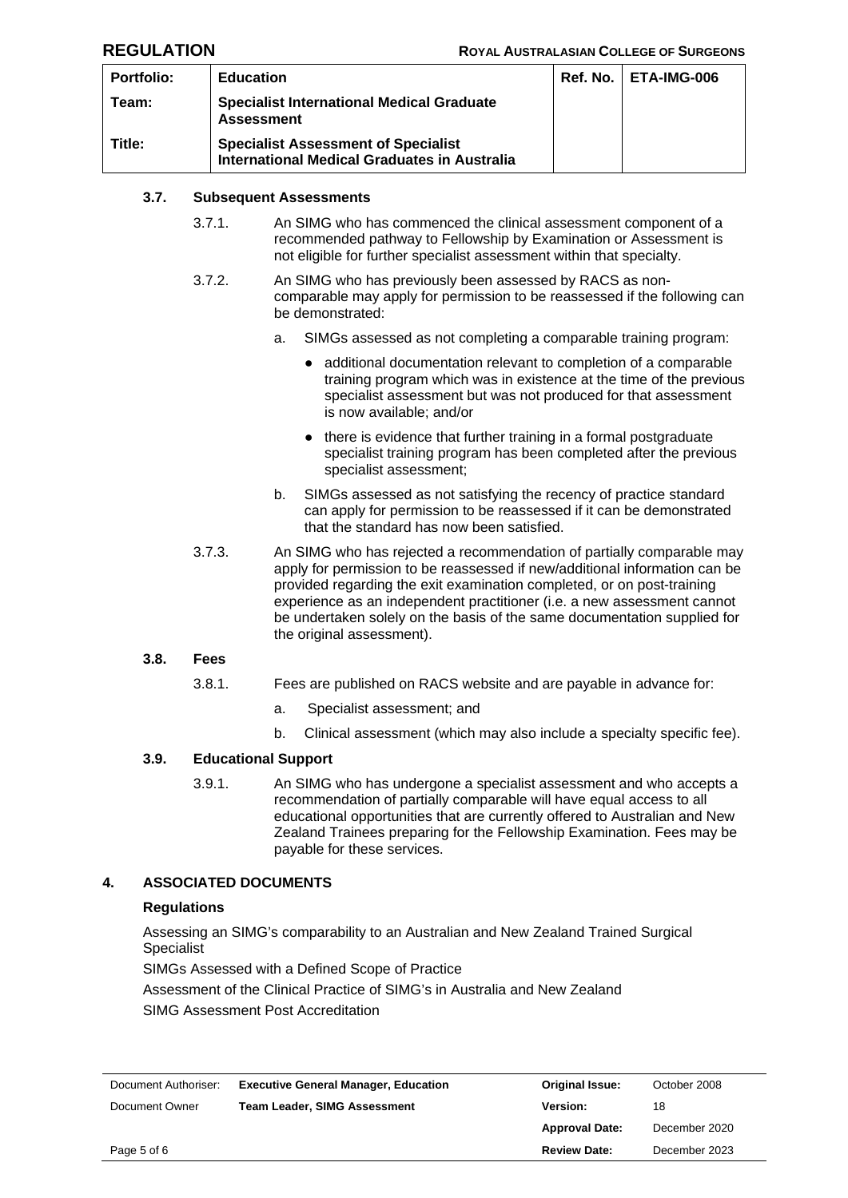### 3.7. Subsequent Assessments

3.7.1. An SIMG who has commenced the clinical assessment component of a recommended pathway to Fellowship by Examination or Assessment is not eligible for further specialist assessment within that specialty.

3.7.2. An SIMG who has previously been assessed by RACS as non-comparable may apply for permission to be reassessed if the following can be demonstrated:

a. SIMGs assessed as not completing a comparable training program:

- additional documentation relevant to completion of a comparable training program which was in existence at the time of the previous specialist assessment but was not produced for that assessment is now available; and/or
- there is evidence that further training in a formal postgraduate specialist training program has been completed after the previous specialist assessment;

b. SIMGs assessed as not satisfying the recency of practice standard can apply for permission to be reassessed if it can be demonstrated that the standard has now been satisfied.

3.7.3. An SIMG who has rejected a recommendation of partially comparable may apply for permission to be reassessed if new/additional information can be provided regarding the exit examination completed, or on post-training experience as an independent practitioner (i.e. a new assessment cannot be undertaken solely on the basis of the same documentation supplied for the original assessment).

### 3.8. Fees

3.8.1. Fees are published on RACS website and are payable in advance for:

a. Specialist assessment; and

b. Clinical assessment (which may also include a specialty specific fee).

### 3.9. Educational Support

3.9.1. An SIMG who has undergone a specialist assessment and who accepts a recommendation of partially comparable will have equal access to all educational opportunities that are currently offered to Australian and New Zealand Trainees preparing for the Fellowship Examination. Fees may be payable for these services.

## 4. ASSOCIATED DOCUMENTS

**Regulations**

Assessing an SIMG's comparability to an Australian and New Zealand Trained Surgical Specialist

SIMGs Assessed with a Defined Scope of Practice

Assessment of the Clinical Practice of SIMG's in Australia and New Zealand

SIMG Assessment Post Accreditation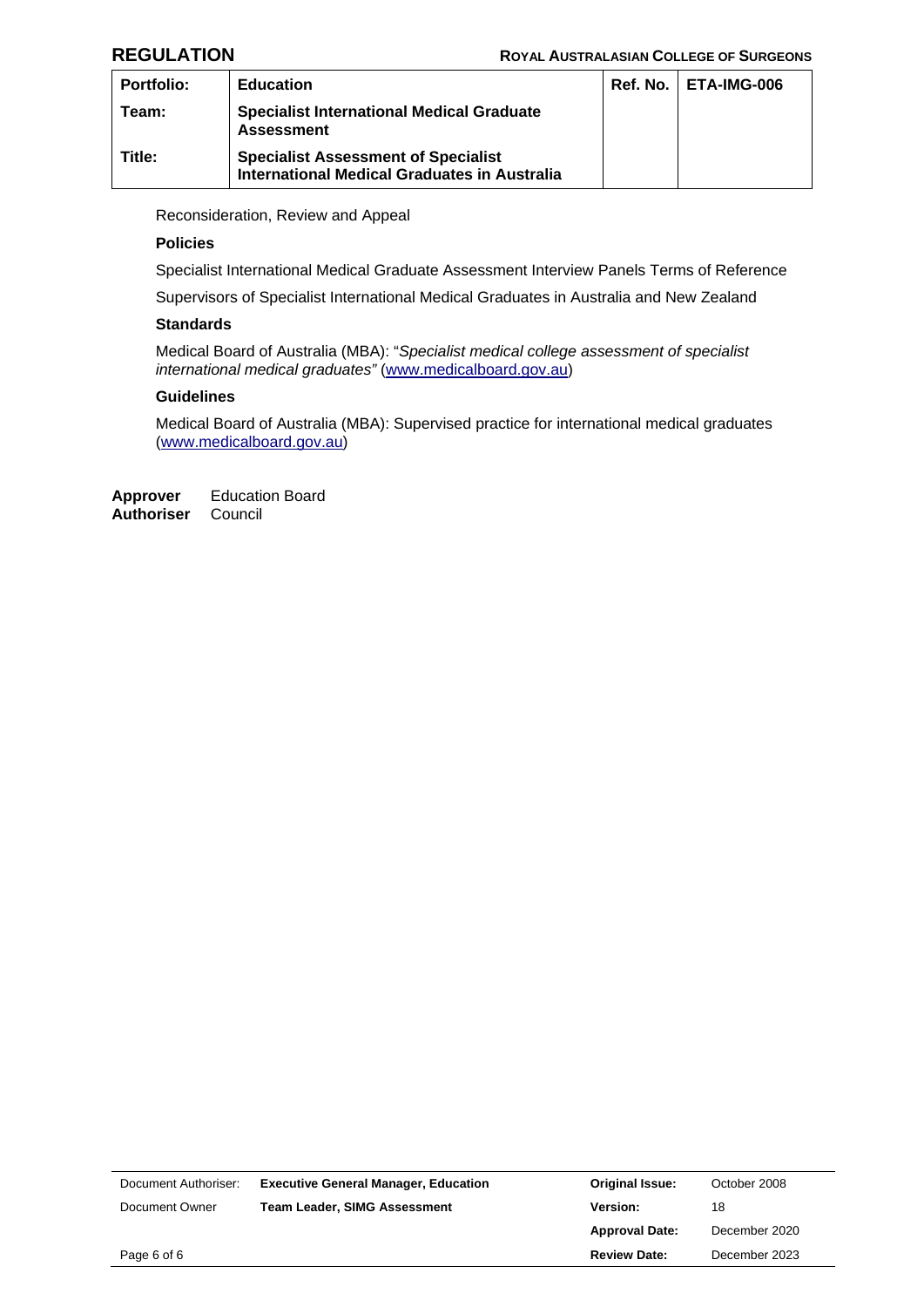Reconsideration, Review and Appeal

**Policies**

Specialist International Medical Graduate Assessment Interview Panels Terms of Reference

Supervisors of Specialist International Medical Graduates in Australia and New Zealand

**Standards**

Medical Board of Australia (MBA): "*Specialist medical college assessment of specialist international medical graduates"* (www.medicalboard.gov.au)

**Guidelines**

Medical Board of Australia (MBA): Supervised practice for international medical graduates (www.medicalboard.gov.au)

**Approver** Education Board
**Authoriser** Council